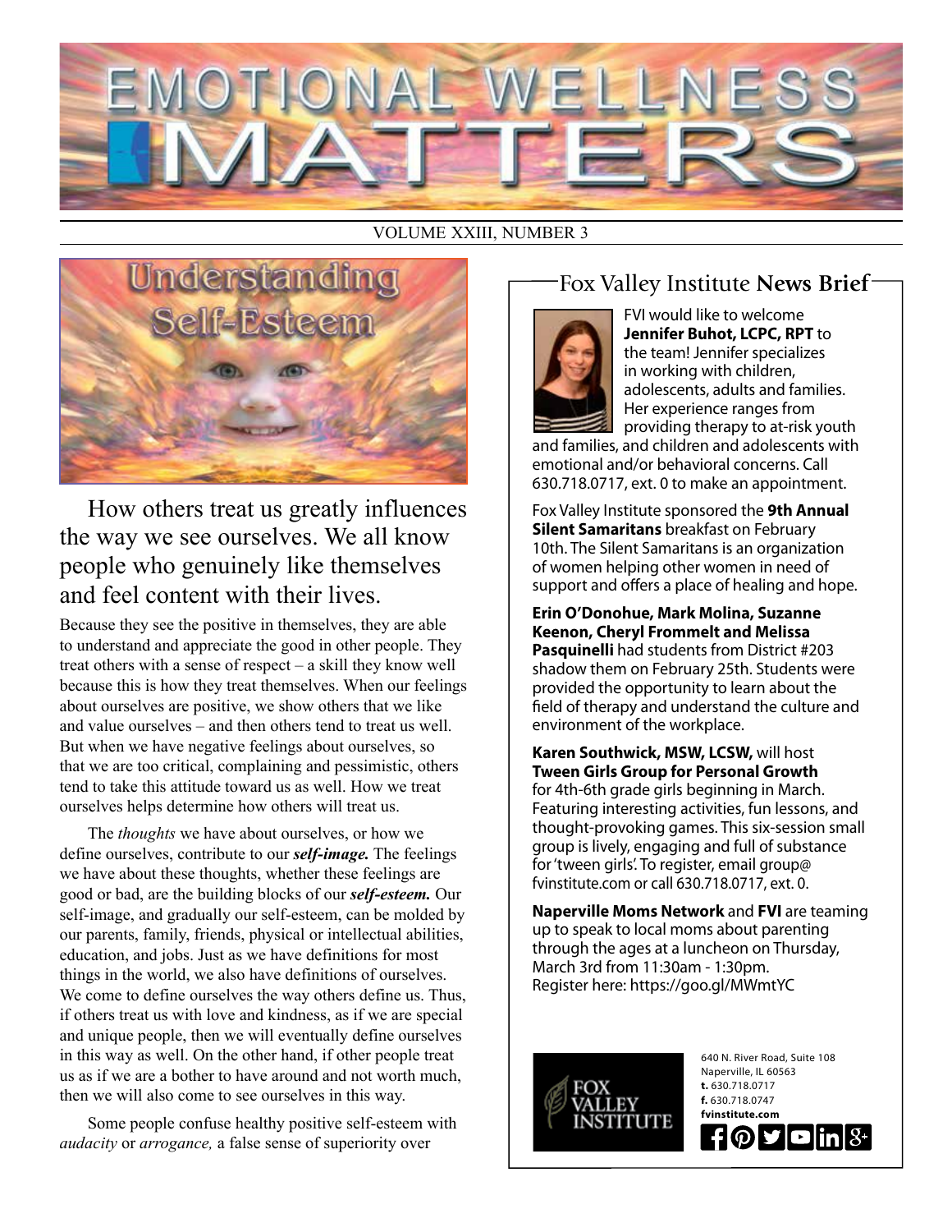# EMOTIONAL WELLNESS MATTERS

VOLUME XXIII, NUMBER 3

## Understanding Self-Esteem

How others treat us greatly influences the way we see ourselves. We all know people who genuinely like themselves and feel content with their lives.

Because they see the positive in themselves, they are able to understand and appreciate the good in other people. They treat others with a sense of respect – a skill they know well because this is how they treat themselves. When our feelings about ourselves are positive, we show others that we like and value ourselves – and then others tend to treat us well. But when we have negative feelings about ourselves, so that we are too critical, complaining and pessimistic, others tend to take this attitude toward us as well. How we treat ourselves helps determine how others will treat us.

The *thoughts* we have about ourselves, or how we define ourselves, contribute to our ***self-image.*** The feelings we have about these thoughts, whether these feelings are good or bad, are the building blocks of our ***self-esteem.*** Our self-image, and gradually our self-esteem, can be molded by our parents, family, friends, physical or intellectual abilities, education, and jobs. Just as we have definitions for most things in the world, we also have definitions of ourselves. We come to define ourselves the way others define us. Thus, if others treat us with love and kindness, as if we are special and unique people, then we will eventually define ourselves in this way as well. On the other hand, if other people treat us as if we are a bother to have around and not worth much, then we will also come to see ourselves in this way.

Some people confuse healthy positive self-esteem with *audacity* or *arrogance,* a false sense of superiority over

## Fox Valley Institute **News Brief**

FVI would like to welcome **Jennifer Buhot, LCPC, RPT** to the team! Jennifer specializes in working with children, adolescents, adults and families. Her experience ranges from providing therapy to at-risk youth and families, and children and adolescents with emotional and/or behavioral concerns. Call 630.718.0717, ext. 0 to make an appointment.

Fox Valley Institute sponsored the **9th Annual Silent Samaritans** breakfast on February 10th. The Silent Samaritans is an organization of women helping other women in need of support and offers a place of healing and hope.

**Erin O'Donohue, Mark Molina, Suzanne Keenon, Cheryl Frommelt and Melissa Pasquinelli** had students from District #203 shadow them on February 25th. Students were provided the opportunity to learn about the field of therapy and understand the culture and environment of the workplace.

**Karen Southwick, MSW, LCSW,** will host **Tween Girls Group for Personal Growth** for 4th-6th grade girls beginning in March. Featuring interesting activities, fun lessons, and thought-provoking games. This six-session small group is lively, engaging and full of substance for 'tween girls'. To register, email group@fvinstitute.com or call 630.718.0717, ext. 0.

**Naperville Moms Network** and **FVI** are teaming up to speak to local moms about parenting through the ages at a luncheon on Thursday, March 3rd from 11:30am - 1:30pm. Register here: https://goo.gl/MWmtYC

FOX VALLEY INSTITUTE

640 N. River Road, Suite 108
Naperville, IL 60563
**t.** 630.718.0717
**f.** 630.718.0747
**fvinstitute.com**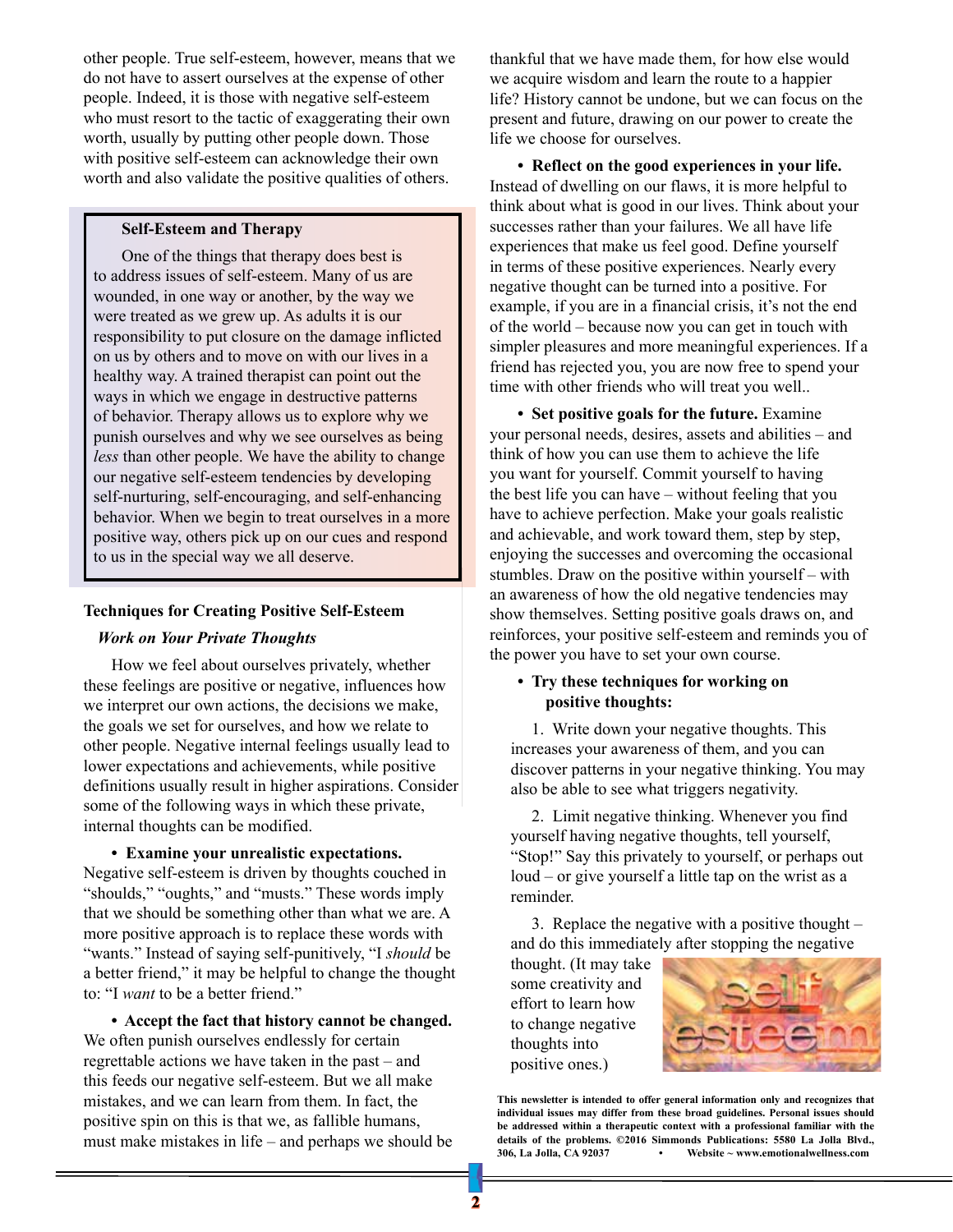other people. True self-esteem, however, means that we do not have to assert ourselves at the expense of other people. Indeed, it is those with negative self-esteem who must resort to the tactic of exaggerating their own worth, usually by putting other people down. Those with positive self-esteem can acknowledge their own worth and also validate the positive qualities of others.

**Self-Esteem and Therapy**

One of the things that therapy does best is to address issues of self-esteem. Many of us are wounded, in one way or another, by the way we were treated as we grew up. As adults it is our responsibility to put closure on the damage inflicted on us by others and to move on with our lives in a healthy way. A trained therapist can point out the ways in which we engage in destructive patterns of behavior. Therapy allows us to explore why we punish ourselves and why we see ourselves as being *less* than other people. We have the ability to change our negative self-esteem tendencies by developing self-nurturing, self-encouraging, and self-enhancing behavior. When we begin to treat ourselves in a more positive way, others pick up on our cues and respond to us in the special way we all deserve.

## Techniques for Creating Positive Self-Esteem

### *Work on Your Private Thoughts*

How we feel about ourselves privately, whether these feelings are positive or negative, influences how we interpret our own actions, the decisions we make, the goals we set for ourselves, and how we relate to other people. Negative internal feelings usually lead to lower expectations and achievements, while positive definitions usually result in higher aspirations. Consider some of the following ways in which these private, internal thoughts can be modified.

- **Examine your unrealistic expectations.** Negative self-esteem is driven by thoughts couched in "shoulds," "oughts," and "musts." These words imply that we should be something other than what we are. A more positive approach is to replace these words with "wants." Instead of saying self-punitively, "I *should* be a better friend," it may be helpful to change the thought to: "I *want* to be a better friend."

- **Accept the fact that history cannot be changed.** We often punish ourselves endlessly for certain regrettable actions we have taken in the past – and this feeds our negative self-esteem. But we all make mistakes, and we can learn from them. In fact, the positive spin on this is that we, as fallible humans, must make mistakes in life – and perhaps we should be thankful that we have made them, for how else would we acquire wisdom and learn the route to a happier life? History cannot be undone, but we can focus on the present and future, drawing on our power to create the life we choose for ourselves.

- **Reflect on the good experiences in your life.** Instead of dwelling on our flaws, it is more helpful to think about what is good in our lives. Think about your successes rather than your failures. We all have life experiences that make us feel good. Define yourself in terms of these positive experiences. Nearly every negative thought can be turned into a positive. For example, if you are in a financial crisis, it's not the end of the world – because now you can get in touch with simpler pleasures and more meaningful experiences. If a friend has rejected you, you are now free to spend your time with other friends who will treat you well..

- **Set positive goals for the future.** Examine your personal needs, desires, assets and abilities – and think of how you can use them to achieve the life you want for yourself. Commit yourself to having the best life you can have – without feeling that you have to achieve perfection. Make your goals realistic and achievable, and work toward them, step by step, enjoying the successes and overcoming the occasional stumbles. Draw on the positive within yourself – with an awareness of how the old negative tendencies may show themselves. Setting positive goals draws on, and reinforces, your positive self-esteem and reminds you of the power you have to set your own course.

- **Try these techniques for working on positive thoughts:**

  1. Write down your negative thoughts. This increases your awareness of them, and you can discover patterns in your negative thinking. You may also be able to see what triggers negativity.

  2. Limit negative thinking. Whenever you find yourself having negative thoughts, tell yourself, "Stop!" Say this privately to yourself, or perhaps out loud – or give yourself a little tap on the wrist as a reminder.

  3. Replace the negative with a positive thought – and do this immediately after stopping the negative thought. (It may take some creativity and effort to learn how to change negative thoughts into positive ones.)

**This newsletter is intended to offer general information only and recognizes that individual issues may differ from these broad guidelines. Personal issues should be addressed within a therapeutic context with a professional familiar with the details of the problems. ©2016 Simmonds Publications: 5580 La Jolla Blvd., 306, La Jolla, CA 92037 • Website ~ www.emotionalwellness.com**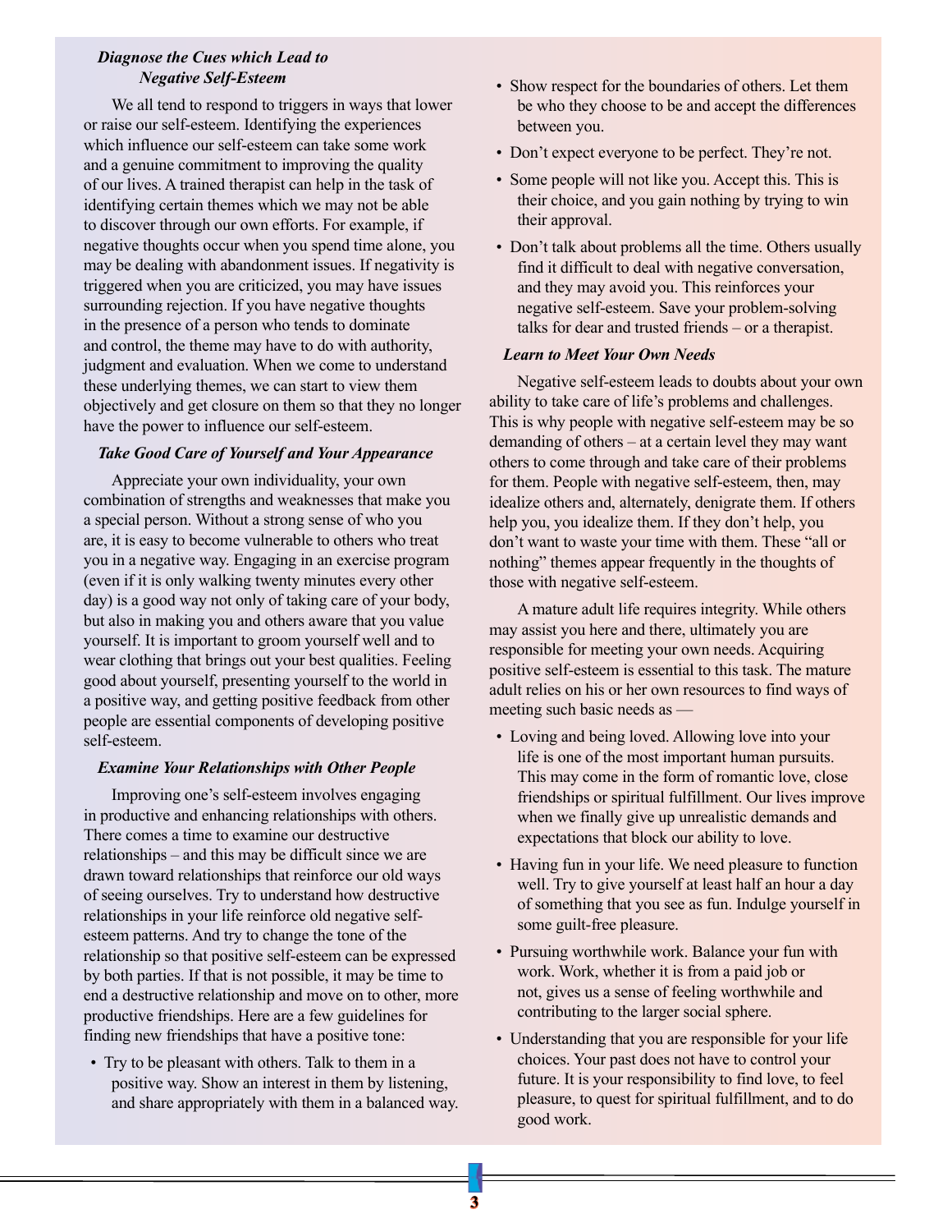### *Diagnose the Cues which Lead to Negative Self-Esteem*

We all tend to respond to triggers in ways that lower or raise our self-esteem. Identifying the experiences which influence our self-esteem can take some work and a genuine commitment to improving the quality of our lives. A trained therapist can help in the task of identifying certain themes which we may not be able to discover through our own efforts. For example, if negative thoughts occur when you spend time alone, you may be dealing with abandonment issues. If negativity is triggered when you are criticized, you may have issues surrounding rejection. If you have negative thoughts in the presence of a person who tends to dominate and control, the theme may have to do with authority, judgment and evaluation. When we come to understand these underlying themes, we can start to view them objectively and get closure on them so that they no longer have the power to influence our self-esteem.

### *Take Good Care of Yourself and Your Appearance*

Appreciate your own individuality, your own combination of strengths and weaknesses that make you a special person. Without a strong sense of who you are, it is easy to become vulnerable to others who treat you in a negative way. Engaging in an exercise program (even if it is only walking twenty minutes every other day) is a good way not only of taking care of your body, but also in making you and others aware that you value yourself. It is important to groom yourself well and to wear clothing that brings out your best qualities. Feeling good about yourself, presenting yourself to the world in a positive way, and getting positive feedback from other people are essential components of developing positive self-esteem.

### *Examine Your Relationships with Other People*

Improving one's self-esteem involves engaging in productive and enhancing relationships with others. There comes a time to examine our destructive relationships – and this may be difficult since we are drawn toward relationships that reinforce our old ways of seeing ourselves. Try to understand how destructive relationships in your life reinforce old negative self-esteem patterns. And try to change the tone of the relationship so that positive self-esteem can be expressed by both parties. If that is not possible, it may be time to end a destructive relationship and move on to other, more productive friendships. Here are a few guidelines for finding new friendships that have a positive tone:

- Try to be pleasant with others. Talk to them in a positive way. Show an interest in them by listening, and share appropriately with them in a balanced way.
- Show respect for the boundaries of others. Let them be who they choose to be and accept the differences between you.
- Don't expect everyone to be perfect. They're not.
- Some people will not like you. Accept this. This is their choice, and you gain nothing by trying to win their approval.
- Don't talk about problems all the time. Others usually find it difficult to deal with negative conversation, and they may avoid you. This reinforces your negative self-esteem. Save your problem-solving talks for dear and trusted friends – or a therapist.

### *Learn to Meet Your Own Needs*

Negative self-esteem leads to doubts about your own ability to take care of life's problems and challenges. This is why people with negative self-esteem may be so demanding of others – at a certain level they may want others to come through and take care of their problems for them. People with negative self-esteem, then, may idealize others and, alternately, denigrate them. If others help you, you idealize them. If they don't help, you don't want to waste your time with them. These "all or nothing" themes appear frequently in the thoughts of those with negative self-esteem.

A mature adult life requires integrity. While others may assist you here and there, ultimately you are responsible for meeting your own needs. Acquiring positive self-esteem is essential to this task. The mature adult relies on his or her own resources to find ways of meeting such basic needs as —

- Loving and being loved. Allowing love into your life is one of the most important human pursuits. This may come in the form of romantic love, close friendships or spiritual fulfillment. Our lives improve when we finally give up unrealistic demands and expectations that block our ability to love.
- Having fun in your life. We need pleasure to function well. Try to give yourself at least half an hour a day of something that you see as fun. Indulge yourself in some guilt-free pleasure.
- Pursuing worthwhile work. Balance your fun with work. Work, whether it is from a paid job or not, gives us a sense of feeling worthwhile and contributing to the larger social sphere.
- Understanding that you are responsible for your life choices. Your past does not have to control your future. It is your responsibility to find love, to feel pleasure, to quest for spiritual fulfillment, and to do good work.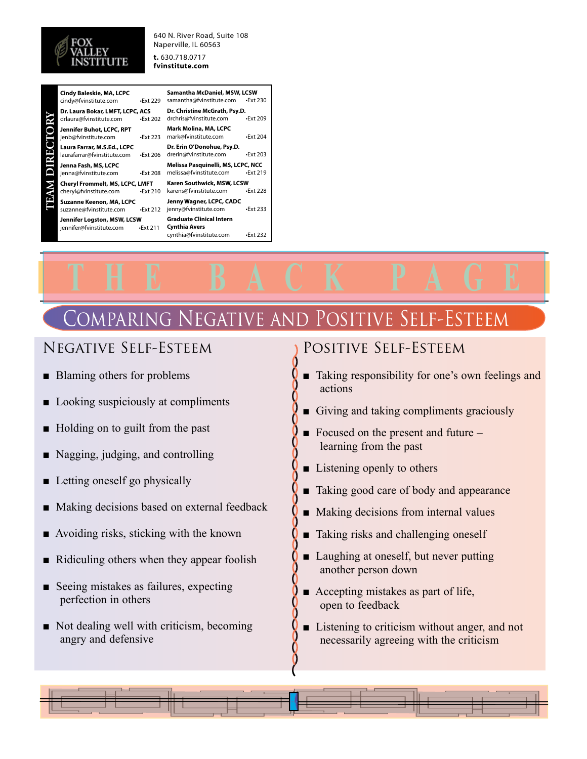FOX VALLEY INSTITUTE

640 N. River Road, Suite 108
Naperville, IL 60563

**t.** 630.718.0717
**fvinstitute.com**

## TEAM DIRECTORY

| | | | |
|---|---|---|---|
| **Cindy Baleskie, MA, LCPC** cindy@fvinstitute.com | •Ext 229 | **Samantha McDaniel, MSW, LCSW** samantha@fvinstitute.com | •Ext 230 |
| **Dr. Laura Bokar, LMFT, LCPC, ACS** drlaura@fvinstitute.com | •Ext 202 | **Dr. Christine McGrath, Psy.D.** drchris@fvinstitute.com | •Ext 209 |
| **Jennifer Buhot, LCPC, RPT** jenb@fvinstitute.com | •Ext 223 | **Mark Molina, MA, LCPC** mark@fvinstitute.com | •Ext 204 |
| **Laura Farrar, M.S.Ed., LCPC** laurafarrar@fvinstitute.com | •Ext 206 | **Dr. Erin O'Donohue, Psy.D.** drerin@fvinstitute.com | •Ext 203 |
| **Jenna Fash, MS, LCPC** jenna@fvinstitute.com | •Ext 208 | **Melissa Pasquinelli, MS, LCPC, NCC** melissa@fvinstitute.com | •Ext 219 |
| **Cheryl Frommelt, MS, LCPC, LMFT** cheryl@fvinstitute.com | •Ext 210 | **Karen Southwick, MSW, LCSW** karens@fvinstitute.com | •Ext 228 |
| **Suzanne Keenon, MA, LCPC** suzanne@fvinstitute.com | •Ext 212 | **Jenny Wagner, LCPC, CADC** jenny@fvinstitute.com | •Ext 233 |
| **Jennifer Logston, MSW, LCSW** jennifer@fvinstitute.com | •Ext 211 | **Graduate Clinical Intern Cynthia Avers** cynthia@fvinstitute.com | •Ext 232 |

# THE BACK PAGE

## Comparing Negative and Positive Self-Esteem

### Negative Self-Esteem

- Blaming others for problems
- Looking suspiciously at compliments
- Holding on to guilt from the past
- Nagging, judging, and controlling
- Letting oneself go physically
- Making decisions based on external feedback
- Avoiding risks, sticking with the known
- Ridiculing others when they appear foolish
- Seeing mistakes as failures, expecting perfection in others
- Not dealing well with criticism, becoming angry and defensive

### Positive Self-Esteem

- Taking responsibility for one's own feelings and actions
- Giving and taking compliments graciously
- Focused on the present and future – learning from the past
- Listening openly to others
- Taking good care of body and appearance
- Making decisions from internal values
- Taking risks and challenging oneself
- Laughing at oneself, but never putting another person down
- Accepting mistakes as part of life, open to feedback
- Listening to criticism without anger, and not necessarily agreeing with the criticism